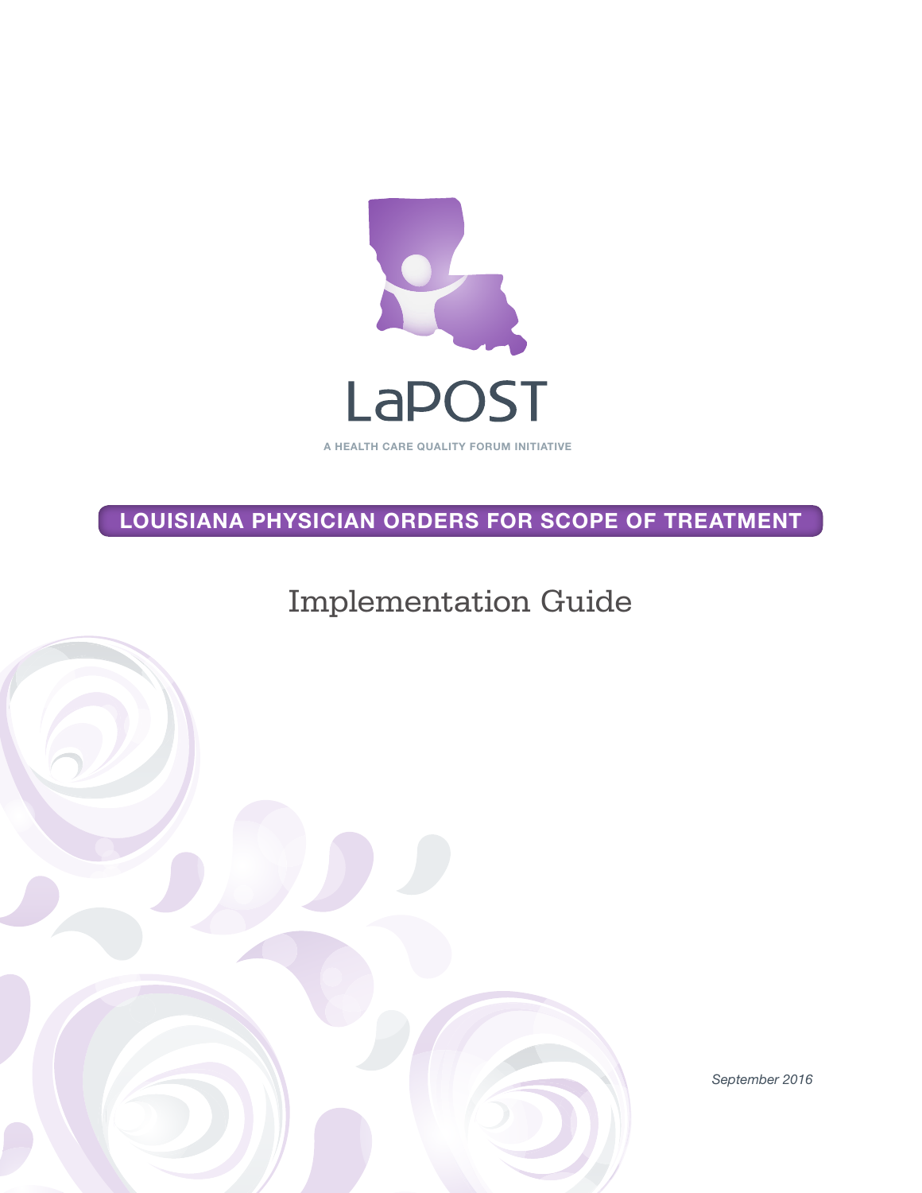# LaPOST

A HEALTH CARE QUALITY FORUM INITIATIVE

**LOUISIANA PHYSICIAN ORDERS FOR SCOPE OF TREATMENT**

## Implementation Guide

*September 2016*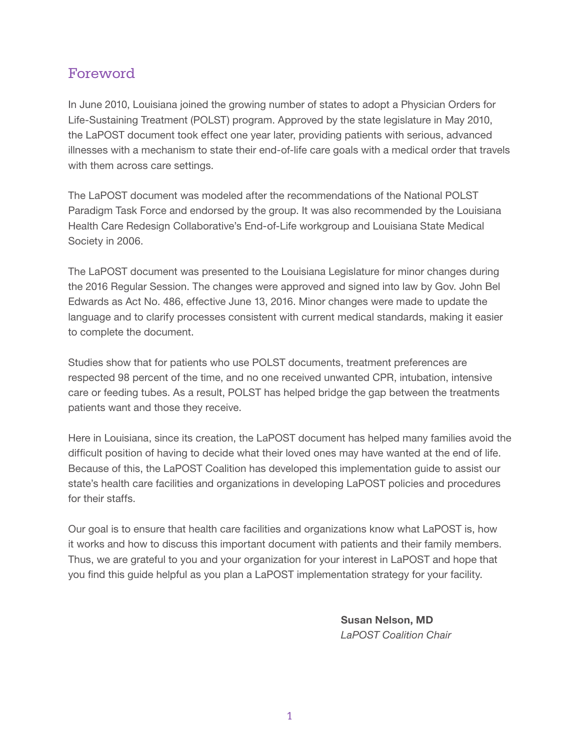## Foreword

In June 2010, Louisiana joined the growing number of states to adopt a Physician Orders for Life-Sustaining Treatment (POLST) program. Approved by the state legislature in May 2010, the LaPOST document took effect one year later, providing patients with serious, advanced illnesses with a mechanism to state their end-of-life care goals with a medical order that travels with them across care settings.

The LaPOST document was modeled after the recommendations of the National POLST Paradigm Task Force and endorsed by the group. It was also recommended by the Louisiana Health Care Redesign Collaborative's End-of-Life workgroup and Louisiana State Medical Society in 2006.

The LaPOST document was presented to the Louisiana Legislature for minor changes during the 2016 Regular Session. The changes were approved and signed into law by Gov. John Bel Edwards as Act No. 486, effective June 13, 2016. Minor changes were made to update the language and to clarify processes consistent with current medical standards, making it easier to complete the document.

Studies show that for patients who use POLST documents, treatment preferences are respected 98 percent of the time, and no one received unwanted CPR, intubation, intensive care or feeding tubes. As a result, POLST has helped bridge the gap between the treatments patients want and those they receive.

Here in Louisiana, since its creation, the LaPOST document has helped many families avoid the difficult position of having to decide what their loved ones may have wanted at the end of life. Because of this, the LaPOST Coalition has developed this implementation guide to assist our state's health care facilities and organizations in developing LaPOST policies and procedures for their staffs.

Our goal is to ensure that health care facilities and organizations know what LaPOST is, how it works and how to discuss this important document with patients and their family members. Thus, we are grateful to you and your organization for your interest in LaPOST and hope that you find this guide helpful as you plan a LaPOST implementation strategy for your facility.

**Susan Nelson, MD**
*LaPOST Coalition Chair*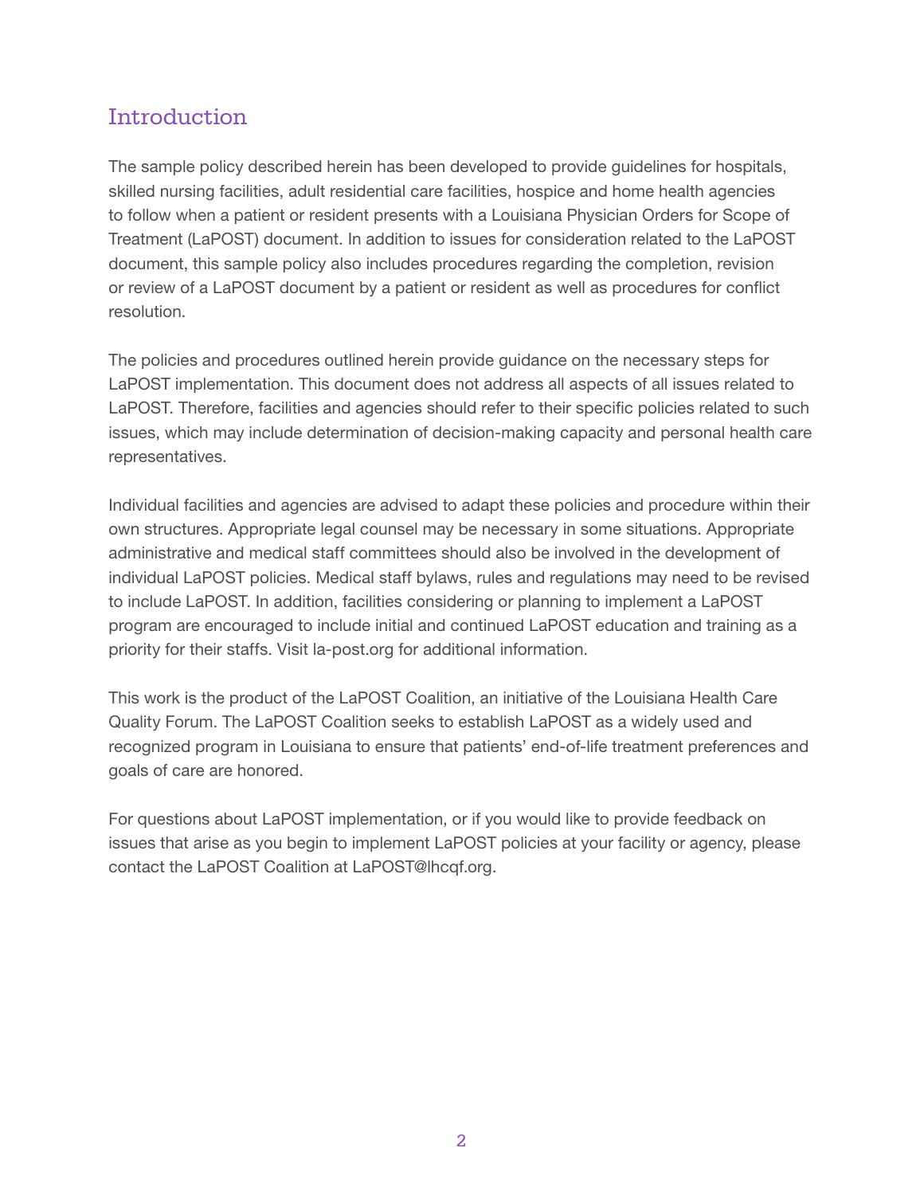## Introduction

The sample policy described herein has been developed to provide guidelines for hospitals, skilled nursing facilities, adult residential care facilities, hospice and home health agencies to follow when a patient or resident presents with a Louisiana Physician Orders for Scope of Treatment (LaPOST) document. In addition to issues for consideration related to the LaPOST document, this sample policy also includes procedures regarding the completion, revision or review of a LaPOST document by a patient or resident as well as procedures for conflict resolution.

The policies and procedures outlined herein provide guidance on the necessary steps for LaPOST implementation. This document does not address all aspects of all issues related to LaPOST. Therefore, facilities and agencies should refer to their specific policies related to such issues, which may include determination of decision-making capacity and personal health care representatives.

Individual facilities and agencies are advised to adapt these policies and procedure within their own structures. Appropriate legal counsel may be necessary in some situations. Appropriate administrative and medical staff committees should also be involved in the development of individual LaPOST policies. Medical staff bylaws, rules and regulations may need to be revised to include LaPOST. In addition, facilities considering or planning to implement a LaPOST program are encouraged to include initial and continued LaPOST education and training as a priority for their staffs. Visit la-post.org for additional information.

This work is the product of the LaPOST Coalition, an initiative of the Louisiana Health Care Quality Forum. The LaPOST Coalition seeks to establish LaPOST as a widely used and recognized program in Louisiana to ensure that patients' end-of-life treatment preferences and goals of care are honored.

For questions about LaPOST implementation, or if you would like to provide feedback on issues that arise as you begin to implement LaPOST policies at your facility or agency, please contact the LaPOST Coalition at LaPOST@lhcqf.org.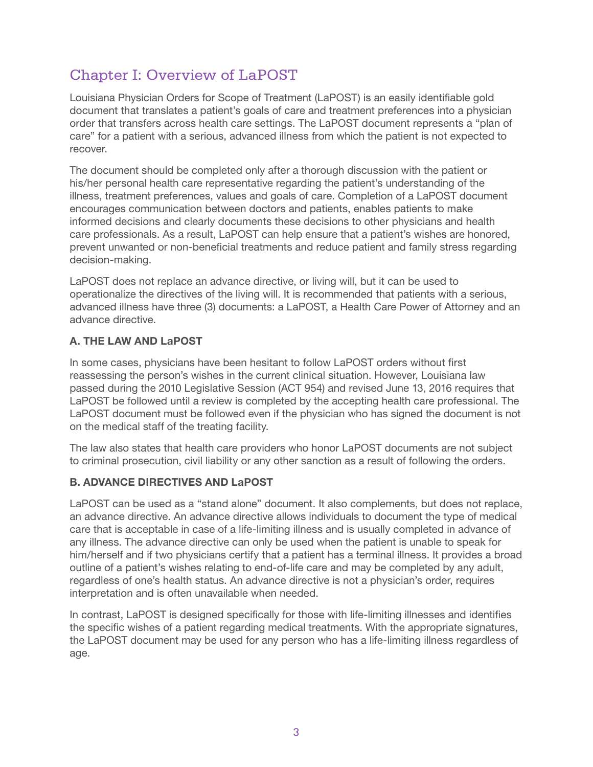# Chapter I: Overview of LaPOST

Louisiana Physician Orders for Scope of Treatment (LaPOST) is an easily identifiable gold document that translates a patient's goals of care and treatment preferences into a physician order that transfers across health care settings. The LaPOST document represents a "plan of care" for a patient with a serious, advanced illness from which the patient is not expected to recover.

The document should be completed only after a thorough discussion with the patient or his/her personal health care representative regarding the patient's understanding of the illness, treatment preferences, values and goals of care. Completion of a LaPOST document encourages communication between doctors and patients, enables patients to make informed decisions and clearly documents these decisions to other physicians and health care professionals. As a result, LaPOST can help ensure that a patient's wishes are honored, prevent unwanted or non-beneficial treatments and reduce patient and family stress regarding decision-making.

LaPOST does not replace an advance directive, or living will, but it can be used to operationalize the directives of the living will. It is recommended that patients with a serious, advanced illness have three (3) documents: a LaPOST, a Health Care Power of Attorney and an advance directive.

### A. THE LAW AND LaPOST

In some cases, physicians have been hesitant to follow LaPOST orders without first reassessing the person's wishes in the current clinical situation. However, Louisiana law passed during the 2010 Legislative Session (ACT 954) and revised June 13, 2016 requires that LaPOST be followed until a review is completed by the accepting health care professional. The LaPOST document must be followed even if the physician who has signed the document is not on the medical staff of the treating facility.

The law also states that health care providers who honor LaPOST documents are not subject to criminal prosecution, civil liability or any other sanction as a result of following the orders.

### B. ADVANCE DIRECTIVES AND LaPOST

LaPOST can be used as a "stand alone" document. It also complements, but does not replace, an advance directive. An advance directive allows individuals to document the type of medical care that is acceptable in case of a life-limiting illness and is usually completed in advance of any illness. The advance directive can only be used when the patient is unable to speak for him/herself and if two physicians certify that a patient has a terminal illness. It provides a broad outline of a patient's wishes relating to end-of-life care and may be completed by any adult, regardless of one's health status. An advance directive is not a physician's order, requires interpretation and is often unavailable when needed.

In contrast, LaPOST is designed specifically for those with life-limiting illnesses and identifies the specific wishes of a patient regarding medical treatments. With the appropriate signatures, the LaPOST document may be used for any person who has a life-limiting illness regardless of age.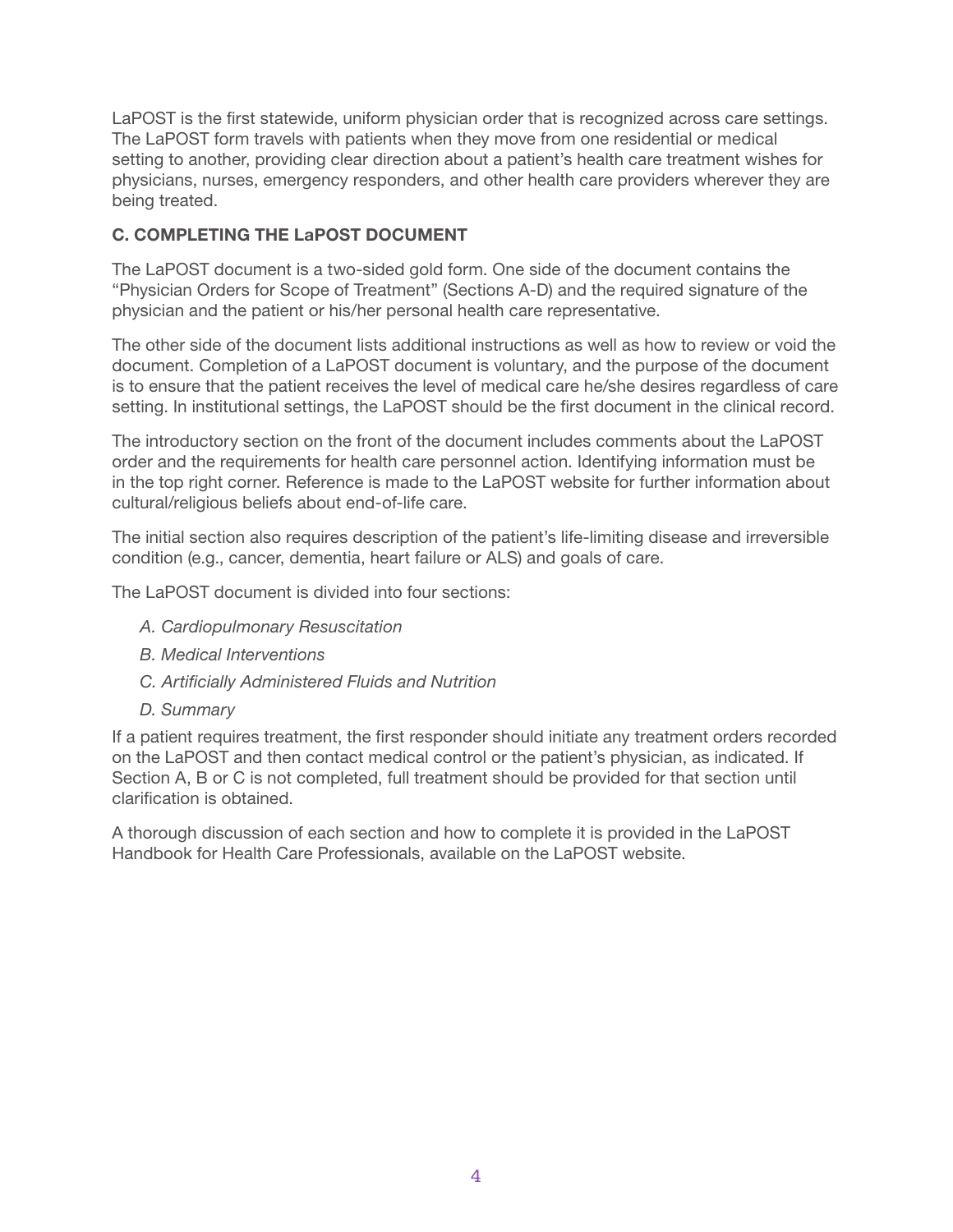LaPOST is the first statewide, uniform physician order that is recognized across care settings. The LaPOST form travels with patients when they move from one residential or medical setting to another, providing clear direction about a patient's health care treatment wishes for physicians, nurses, emergency responders, and other health care providers wherever they are being treated.

### C. COMPLETING THE LaPOST DOCUMENT

The LaPOST document is a two-sided gold form. One side of the document contains the "Physician Orders for Scope of Treatment" (Sections A-D) and the required signature of the physician and the patient or his/her personal health care representative.

The other side of the document lists additional instructions as well as how to review or void the document. Completion of a LaPOST document is voluntary, and the purpose of the document is to ensure that the patient receives the level of medical care he/she desires regardless of care setting. In institutional settings, the LaPOST should be the first document in the clinical record.

The introductory section on the front of the document includes comments about the LaPOST order and the requirements for health care personnel action. Identifying information must be in the top right corner. Reference is made to the LaPOST website for further information about cultural/religious beliefs about end-of-life care.

The initial section also requires description of the patient's life-limiting disease and irreversible condition (e.g., cancer, dementia, heart failure or ALS) and goals of care.

The LaPOST document is divided into four sections:

- *A. Cardiopulmonary Resuscitation*
- *B. Medical Interventions*
- *C. Artificially Administered Fluids and Nutrition*
- *D. Summary*

If a patient requires treatment, the first responder should initiate any treatment orders recorded on the LaPOST and then contact medical control or the patient's physician, as indicated. If Section A, B or C is not completed, full treatment should be provided for that section until clarification is obtained.

A thorough discussion of each section and how to complete it is provided in the LaPOST Handbook for Health Care Professionals, available on the LaPOST website.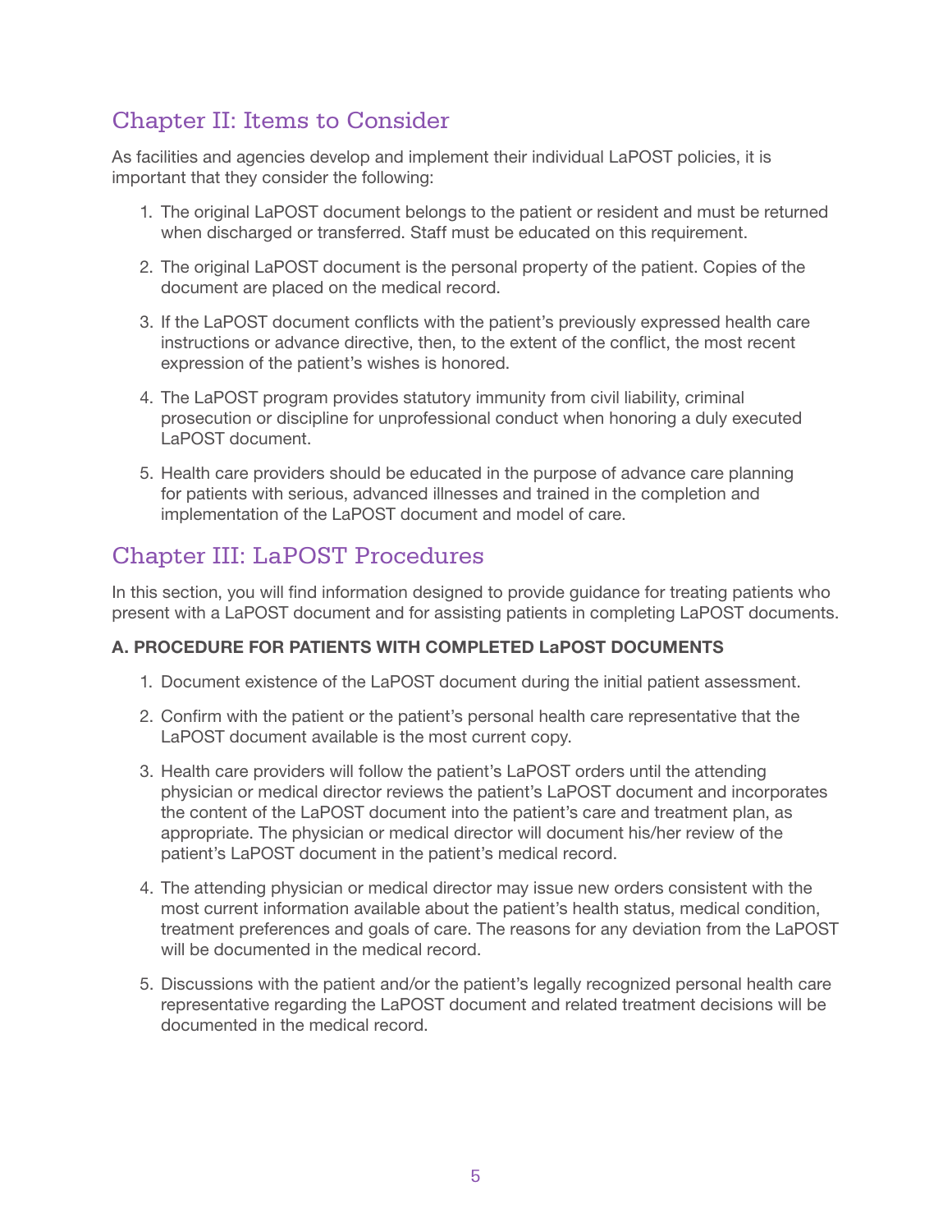## Chapter II: Items to Consider

As facilities and agencies develop and implement their individual LaPOST policies, it is important that they consider the following:

1. The original LaPOST document belongs to the patient or resident and must be returned when discharged or transferred. Staff must be educated on this requirement.
2. The original LaPOST document is the personal property of the patient. Copies of the document are placed on the medical record.
3. If the LaPOST document conflicts with the patient's previously expressed health care instructions or advance directive, then, to the extent of the conflict, the most recent expression of the patient's wishes is honored.
4. The LaPOST program provides statutory immunity from civil liability, criminal prosecution or discipline for unprofessional conduct when honoring a duly executed LaPOST document.
5. Health care providers should be educated in the purpose of advance care planning for patients with serious, advanced illnesses and trained in the completion and implementation of the LaPOST document and model of care.

## Chapter III: LaPOST Procedures

In this section, you will find information designed to provide guidance for treating patients who present with a LaPOST document and for assisting patients in completing LaPOST documents.

### A. PROCEDURE FOR PATIENTS WITH COMPLETED LaPOST DOCUMENTS

1. Document existence of the LaPOST document during the initial patient assessment.
2. Confirm with the patient or the patient's personal health care representative that the LaPOST document available is the most current copy.
3. Health care providers will follow the patient's LaPOST orders until the attending physician or medical director reviews the patient's LaPOST document and incorporates the content of the LaPOST document into the patient's care and treatment plan, as appropriate. The physician or medical director will document his/her review of the patient's LaPOST document in the patient's medical record.
4. The attending physician or medical director may issue new orders consistent with the most current information available about the patient's health status, medical condition, treatment preferences and goals of care. The reasons for any deviation from the LaPOST will be documented in the medical record.
5. Discussions with the patient and/or the patient's legally recognized personal health care representative regarding the LaPOST document and related treatment decisions will be documented in the medical record.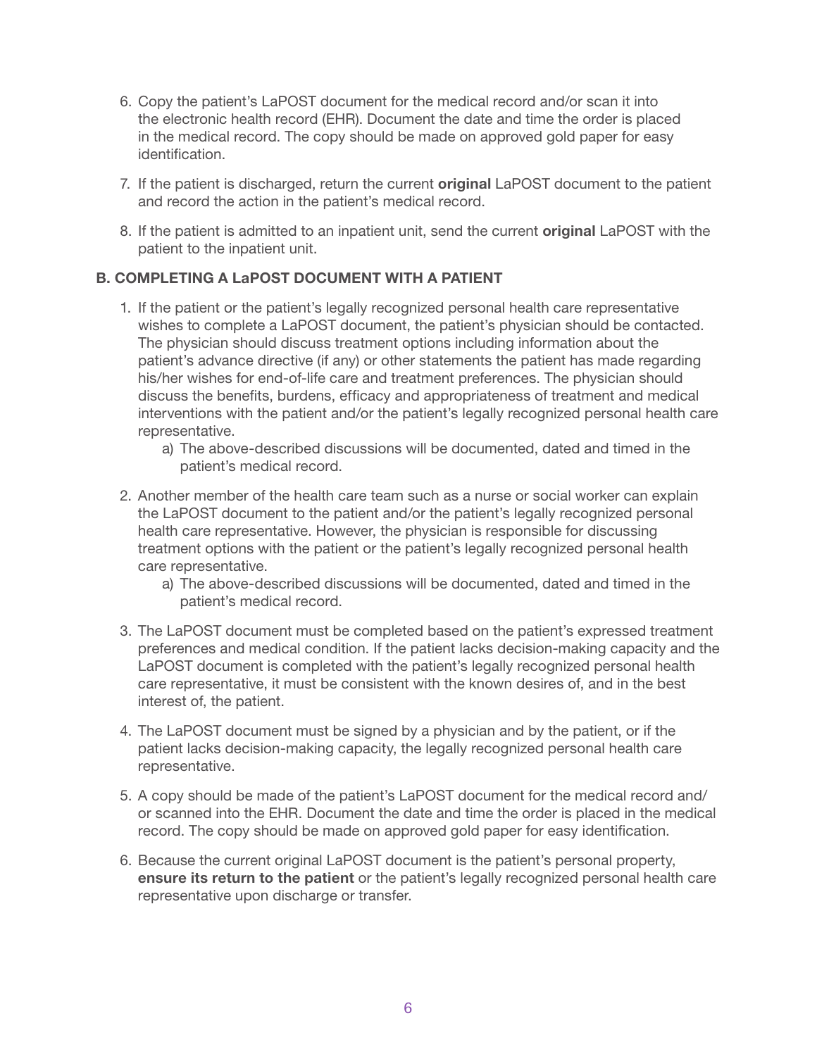6. Copy the patient's LaPOST document for the medical record and/or scan it into the electronic health record (EHR). Document the date and time the order is placed in the medical record. The copy should be made on approved gold paper for easy identification.

7. If the patient is discharged, return the current **original** LaPOST document to the patient and record the action in the patient's medical record.

8. If the patient is admitted to an inpatient unit, send the current **original** LaPOST with the patient to the inpatient unit.

### B. COMPLETING A LaPOST DOCUMENT WITH A PATIENT

1. If the patient or the patient's legally recognized personal health care representative wishes to complete a LaPOST document, the patient's physician should be contacted. The physician should discuss treatment options including information about the patient's advance directive (if any) or other statements the patient has made regarding his/her wishes for end-of-life care and treatment preferences. The physician should discuss the benefits, burdens, efficacy and appropriateness of treatment and medical interventions with the patient and/or the patient's legally recognized personal health care representative.
   a) The above-described discussions will be documented, dated and timed in the patient's medical record.

2. Another member of the health care team such as a nurse or social worker can explain the LaPOST document to the patient and/or the patient's legally recognized personal health care representative. However, the physician is responsible for discussing treatment options with the patient or the patient's legally recognized personal health care representative.
   a) The above-described discussions will be documented, dated and timed in the patient's medical record.

3. The LaPOST document must be completed based on the patient's expressed treatment preferences and medical condition. If the patient lacks decision-making capacity and the LaPOST document is completed with the patient's legally recognized personal health care representative, it must be consistent with the known desires of, and in the best interest of, the patient.

4. The LaPOST document must be signed by a physician and by the patient, or if the patient lacks decision-making capacity, the legally recognized personal health care representative.

5. A copy should be made of the patient's LaPOST document for the medical record and/or scanned into the EHR. Document the date and time the order is placed in the medical record. The copy should be made on approved gold paper for easy identification.

6. Because the current original LaPOST document is the patient's personal property, **ensure its return to the patient** or the patient's legally recognized personal health care representative upon discharge or transfer.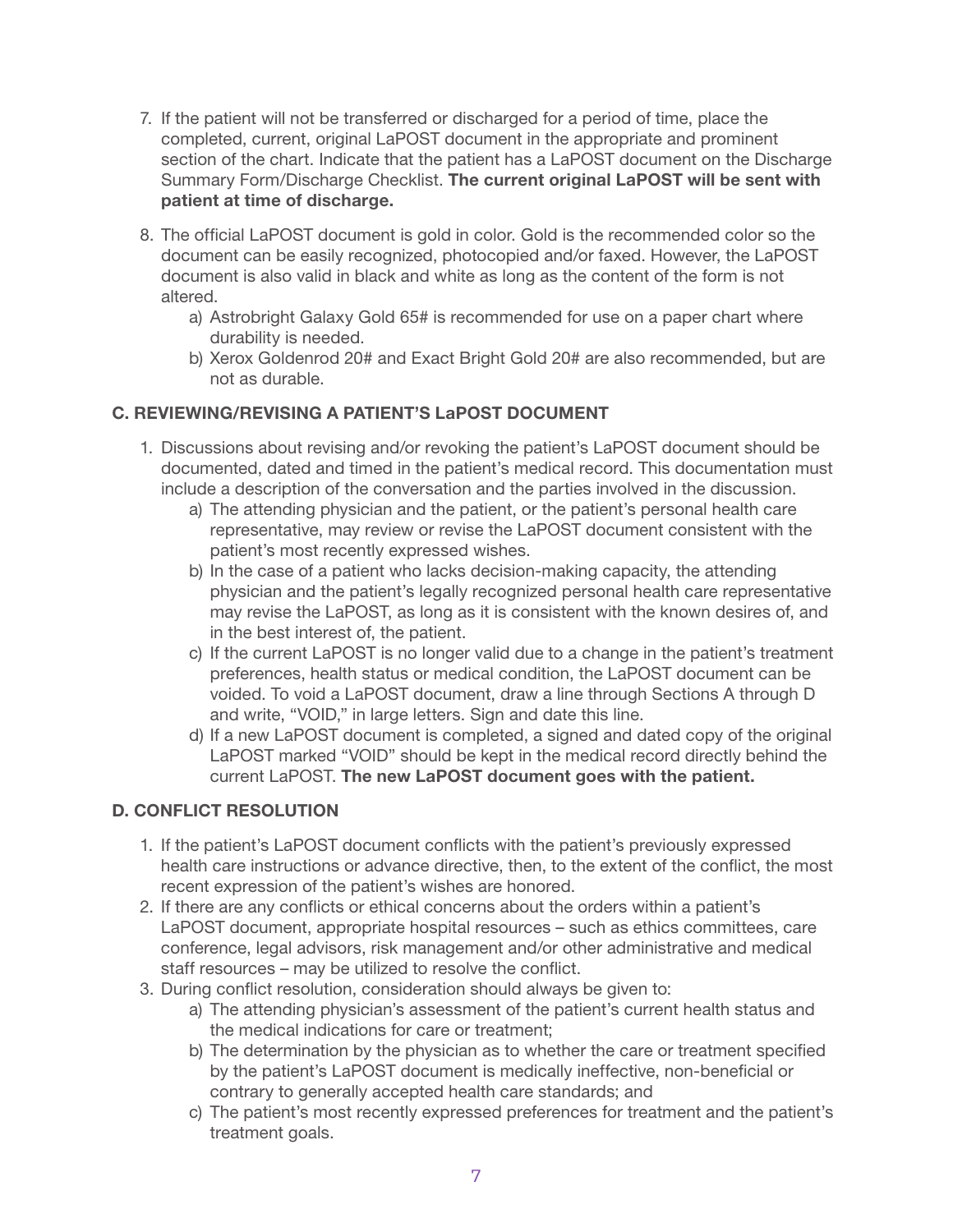7. If the patient will not be transferred or discharged for a period of time, place the completed, current, original LaPOST document in the appropriate and prominent section of the chart. Indicate that the patient has a LaPOST document on the Discharge Summary Form/Discharge Checklist. **The current original LaPOST will be sent with patient at time of discharge.**

8. The official LaPOST document is gold in color. Gold is the recommended color so the document can be easily recognized, photocopied and/or faxed. However, the LaPOST document is also valid in black and white as long as the content of the form is not altered.
   a) Astrobright Galaxy Gold 65# is recommended for use on a paper chart where durability is needed.
   b) Xerox Goldenrod 20# and Exact Bright Gold 20# are also recommended, but are not as durable.

### C. REVIEWING/REVISING A PATIENT'S LaPOST DOCUMENT

1. Discussions about revising and/or revoking the patient's LaPOST document should be documented, dated and timed in the patient's medical record. This documentation must include a description of the conversation and the parties involved in the discussion.
   a) The attending physician and the patient, or the patient's personal health care representative, may review or revise the LaPOST document consistent with the patient's most recently expressed wishes.
   b) In the case of a patient who lacks decision-making capacity, the attending physician and the patient's legally recognized personal health care representative may revise the LaPOST, as long as it is consistent with the known desires of, and in the best interest of, the patient.
   c) If the current LaPOST is no longer valid due to a change in the patient's treatment preferences, health status or medical condition, the LaPOST document can be voided. To void a LaPOST document, draw a line through Sections A through D and write, "VOID," in large letters. Sign and date this line.
   d) If a new LaPOST document is completed, a signed and dated copy of the original LaPOST marked "VOID" should be kept in the medical record directly behind the current LaPOST. **The new LaPOST document goes with the patient.**

### D. CONFLICT RESOLUTION

1. If the patient's LaPOST document conflicts with the patient's previously expressed health care instructions or advance directive, then, to the extent of the conflict, the most recent expression of the patient's wishes are honored.
2. If there are any conflicts or ethical concerns about the orders within a patient's LaPOST document, appropriate hospital resources – such as ethics committees, care conference, legal advisors, risk management and/or other administrative and medical staff resources – may be utilized to resolve the conflict.
3. During conflict resolution, consideration should always be given to:
   a) The attending physician's assessment of the patient's current health status and the medical indications for care or treatment;
   b) The determination by the physician as to whether the care or treatment specified by the patient's LaPOST document is medically ineffective, non-beneficial or contrary to generally accepted health care standards; and
   c) The patient's most recently expressed preferences for treatment and the patient's treatment goals.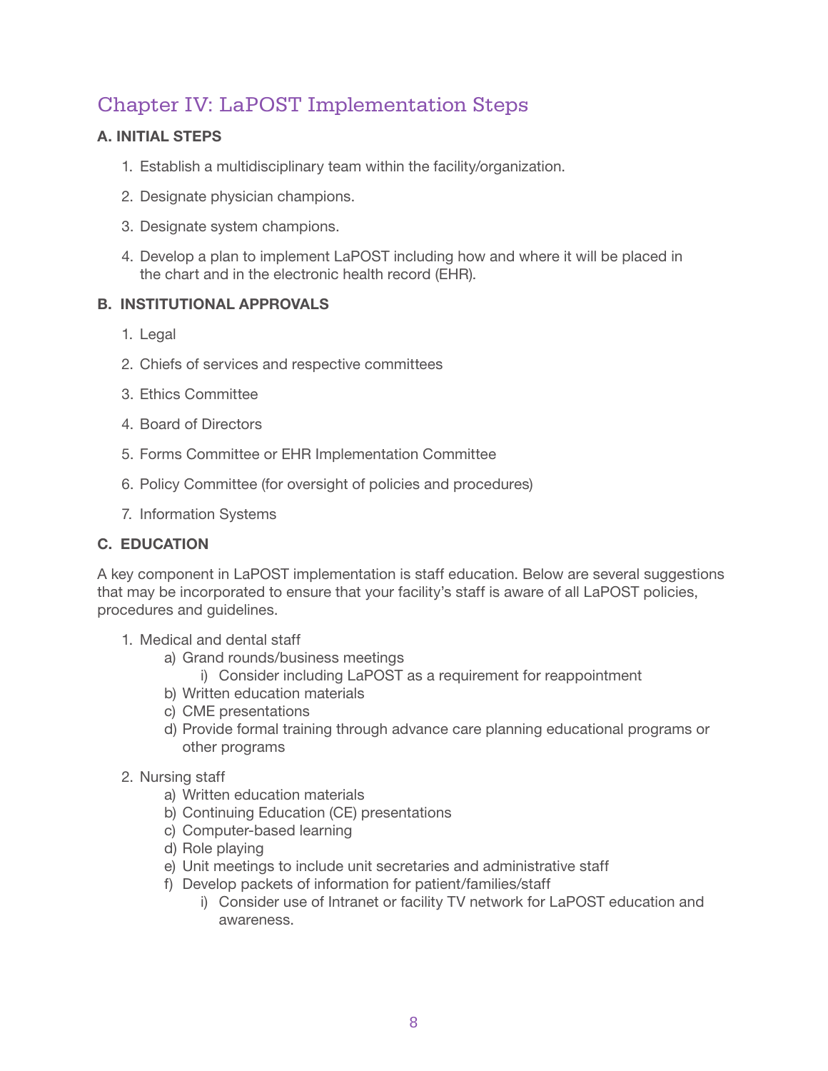# Chapter IV: LaPOST Implementation Steps

### A. INITIAL STEPS

1. Establish a multidisciplinary team within the facility/organization.
2. Designate physician champions.
3. Designate system champions.
4. Develop a plan to implement LaPOST including how and where it will be placed in the chart and in the electronic health record (EHR).

### B. INSTITUTIONAL APPROVALS

1. Legal
2. Chiefs of services and respective committees
3. Ethics Committee
4. Board of Directors
5. Forms Committee or EHR Implementation Committee
6. Policy Committee (for oversight of policies and procedures)
7. Information Systems

### C. EDUCATION

A key component in LaPOST implementation is staff education. Below are several suggestions that may be incorporated to ensure that your facility's staff is aware of all LaPOST policies, procedures and guidelines.

1. Medical and dental staff
   a) Grand rounds/business meetings
      i) Consider including LaPOST as a requirement for reappointment
   b) Written education materials
   c) CME presentations
   d) Provide formal training through advance care planning educational programs or other programs
2. Nursing staff
   a) Written education materials
   b) Continuing Education (CE) presentations
   c) Computer-based learning
   d) Role playing
   e) Unit meetings to include unit secretaries and administrative staff
   f) Develop packets of information for patient/families/staff
      i) Consider use of Intranet or facility TV network for LaPOST education and awareness.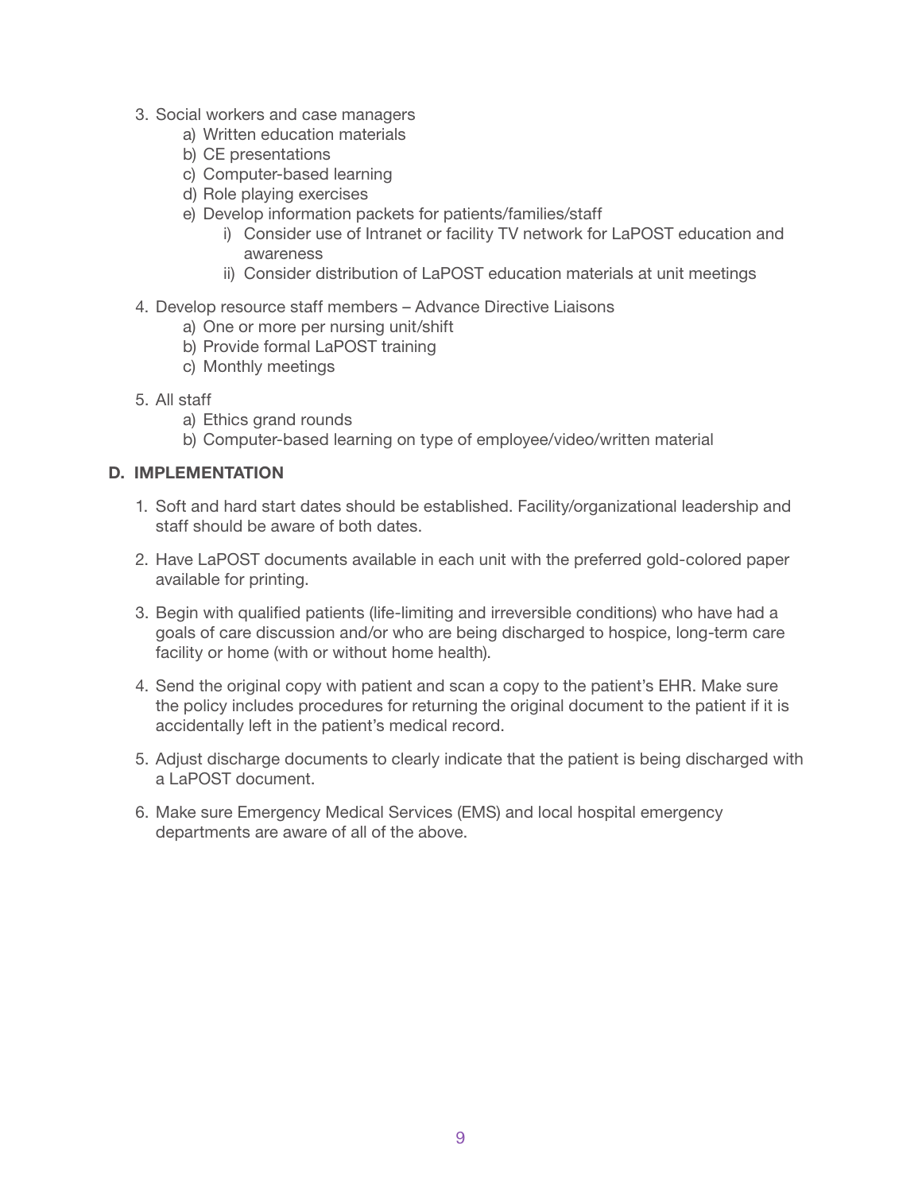3. Social workers and case managers
    a) Written education materials
    b) CE presentations
    c) Computer-based learning
    d) Role playing exercises
    e) Develop information packets for patients/families/staff
        i) Consider use of Intranet or facility TV network for LaPOST education and awareness
        ii) Consider distribution of LaPOST education materials at unit meetings

4. Develop resource staff members – Advance Directive Liaisons
    a) One or more per nursing unit/shift
    b) Provide formal LaPOST training
    c) Monthly meetings

5. All staff
    a) Ethics grand rounds
    b) Computer-based learning on type of employee/video/written material

## D. IMPLEMENTATION

1. Soft and hard start dates should be established. Facility/organizational leadership and staff should be aware of both dates.

2. Have LaPOST documents available in each unit with the preferred gold-colored paper available for printing.

3. Begin with qualified patients (life-limiting and irreversible conditions) who have had a goals of care discussion and/or who are being discharged to hospice, long-term care facility or home (with or without home health).

4. Send the original copy with patient and scan a copy to the patient's EHR. Make sure the policy includes procedures for returning the original document to the patient if it is accidentally left in the patient's medical record.

5. Adjust discharge documents to clearly indicate that the patient is being discharged with a LaPOST document.

6. Make sure Emergency Medical Services (EMS) and local hospital emergency departments are aware of all of the above.